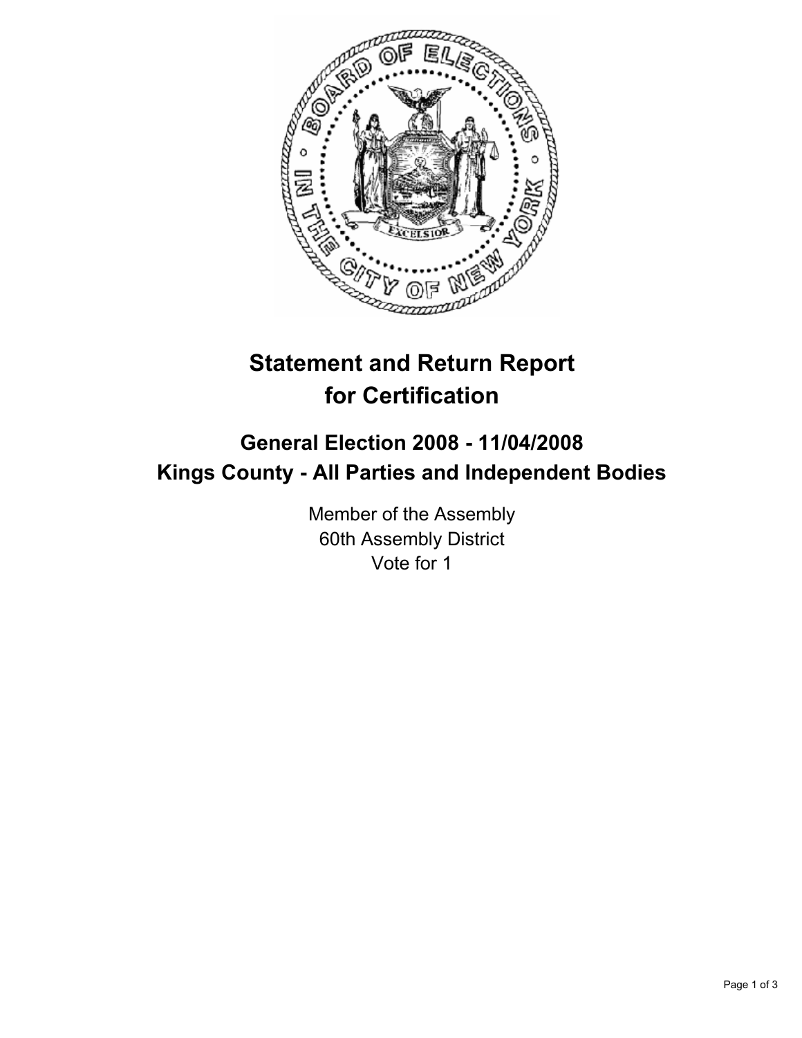# Statement and Return Report for Certification

## General Election 2008 - 11/04/2008
## Kings County - All Parties and Independent Bodies

Member of the Assembly
60th Assembly District
Vote for 1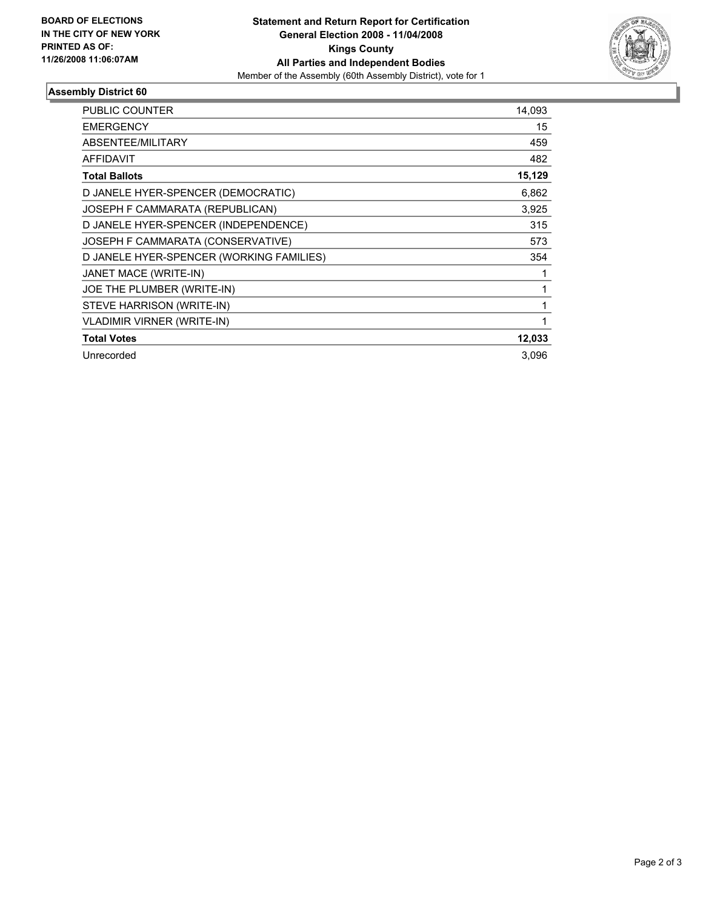**BOARD OF ELECTIONS IN THE CITY OF NEW YORK PRINTED AS OF: 11/26/2008 11:06:07AM**

**Statement and Return Report for Certification**
**General Election 2008 - 11/04/2008**
**Kings County**
**All Parties and Independent Bodies**
Member of the Assembly (60th Assembly District), vote for 1

## Assembly District 60

| | |
|---|---|
| PUBLIC COUNTER | 14,093 |
| EMERGENCY | 15 |
| ABSENTEE/MILITARY | 459 |
| AFFIDAVIT | 482 |
| **Total Ballots** | **15,129** |
| D JANELE HYER-SPENCER (DEMOCRATIC) | 6,862 |
| JOSEPH F CAMMARATA (REPUBLICAN) | 3,925 |
| D JANELE HYER-SPENCER (INDEPENDENCE) | 315 |
| JOSEPH F CAMMARATA (CONSERVATIVE) | 573 |
| D JANELE HYER-SPENCER (WORKING FAMILIES) | 354 |
| JANET MACE (WRITE-IN) | 1 |
| JOE THE PLUMBER (WRITE-IN) | 1 |
| STEVE HARRISON (WRITE-IN) | 1 |
| VLADIMIR VIRNER (WRITE-IN) | 1 |
| **Total Votes** | **12,033** |
| Unrecorded | 3,096 |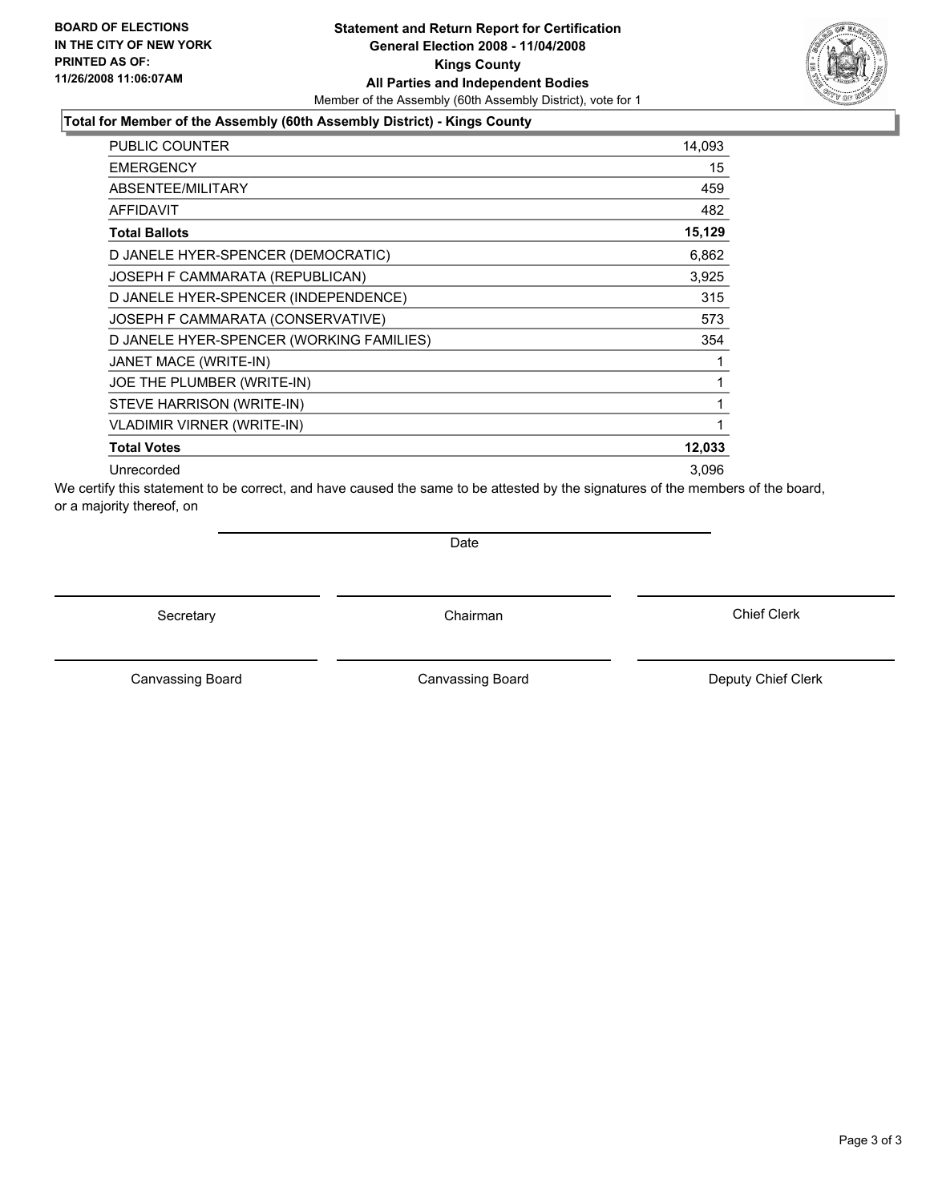**BOARD OF ELECTIONS IN THE CITY OF NEW YORK PRINTED AS OF: 11/26/2008 11:06:07AM**

# Statement and Return Report for Certification
## General Election 2008 - 11/04/2008
## Kings County
## All Parties and Independent Bodies

Member of the Assembly (60th Assembly District), vote for 1

### Total for Member of the Assembly (60th Assembly District) - Kings County

| | |
|---|---|
| PUBLIC COUNTER | 14,093 |
| EMERGENCY | 15 |
| ABSENTEE/MILITARY | 459 |
| AFFIDAVIT | 482 |
| **Total Ballots** | **15,129** |
| D JANELE HYER-SPENCER (DEMOCRATIC) | 6,862 |
| JOSEPH F CAMMARATA (REPUBLICAN) | 3,925 |
| D JANELE HYER-SPENCER (INDEPENDENCE) | 315 |
| JOSEPH F CAMMARATA (CONSERVATIVE) | 573 |
| D JANELE HYER-SPENCER (WORKING FAMILIES) | 354 |
| JANET MACE (WRITE-IN) | 1 |
| JOE THE PLUMBER (WRITE-IN) | 1 |
| STEVE HARRISON (WRITE-IN) | 1 |
| VLADIMIR VIRNER (WRITE-IN) | 1 |
| **Total Votes** | **12,033** |
| Unrecorded | 3,096 |

We certify this statement to be correct, and have caused the same to be attested by the signatures of the members of the board, or a majority thereof, on

Date

Secretary | Chairman | Chief Clerk

Canvassing Board | Canvassing Board | Deputy Chief Clerk